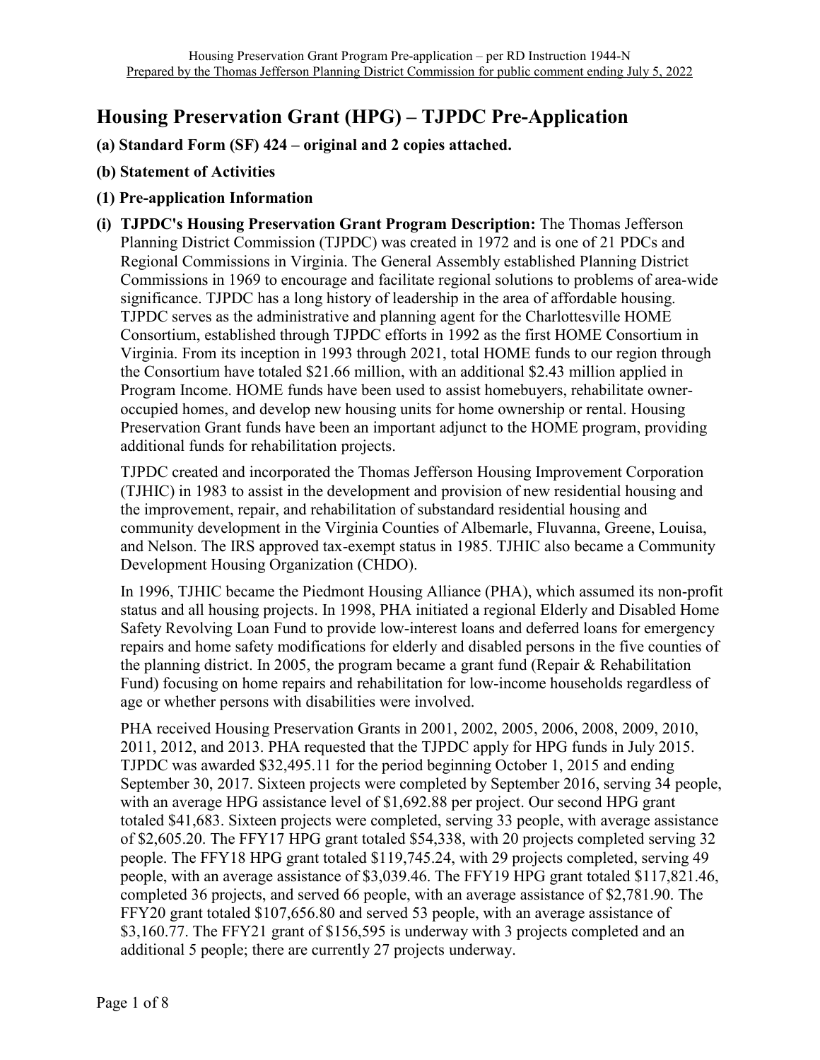# Housing Preservation Grant (HPG) – TJPDC Pre-Application

**(a) Standard Form (SF) 424 – original and 2 copies attached.**

**(b) Statement of Activities**

**(1) Pre-application Information**

**(i) TJPDC's Housing Preservation Grant Program Description:** The Thomas Jefferson Planning District Commission (TJPDC) was created in 1972 and is one of 21 PDCs and Regional Commissions in Virginia. The General Assembly established Planning District Commissions in 1969 to encourage and facilitate regional solutions to problems of area-wide significance. TJPDC has a long history of leadership in the area of affordable housing. TJPDC serves as the administrative and planning agent for the Charlottesville HOME Consortium, established through TJPDC efforts in 1992 as the first HOME Consortium in Virginia. From its inception in 1993 through 2021, total HOME funds to our region through the Consortium have totaled $21.66 million, with an additional $2.43 million applied in Program Income. HOME funds have been used to assist homebuyers, rehabilitate owner-occupied homes, and develop new housing units for home ownership or rental. Housing Preservation Grant funds have been an important adjunct to the HOME program, providing additional funds for rehabilitation projects.

TJPDC created and incorporated the Thomas Jefferson Housing Improvement Corporation (TJHIC) in 1983 to assist in the development and provision of new residential housing and the improvement, repair, and rehabilitation of substandard residential housing and community development in the Virginia Counties of Albemarle, Fluvanna, Greene, Louisa, and Nelson. The IRS approved tax-exempt status in 1985. TJHIC also became a Community Development Housing Organization (CHDO).

In 1996, TJHIC became the Piedmont Housing Alliance (PHA), which assumed its non-profit status and all housing projects. In 1998, PHA initiated a regional Elderly and Disabled Home Safety Revolving Loan Fund to provide low-interest loans and deferred loans for emergency repairs and home safety modifications for elderly and disabled persons in the five counties of the planning district. In 2005, the program became a grant fund (Repair & Rehabilitation Fund) focusing on home repairs and rehabilitation for low-income households regardless of age or whether persons with disabilities were involved.

PHA received Housing Preservation Grants in 2001, 2002, 2005, 2006, 2008, 2009, 2010, 2011, 2012, and 2013. PHA requested that the TJPDC apply for HPG funds in July 2015. TJPDC was awarded $32,495.11 for the period beginning October 1, 2015 and ending September 30, 2017. Sixteen projects were completed by September 2016, serving 34 people, with an average HPG assistance level of $1,692.88 per project. Our second HPG grant totaled $41,683. Sixteen projects were completed, serving 33 people, with average assistance of $2,605.20. The FFY17 HPG grant totaled $54,338, with 20 projects completed serving 32 people. The FFY18 HPG grant totaled $119,745.24, with 29 projects completed, serving 49 people, with an average assistance of $3,039.46. The FFY19 HPG grant totaled $117,821.46, completed 36 projects, and served 66 people, with an average assistance of $2,781.90. The FFY20 grant totaled $107,656.80 and served 53 people, with an average assistance of $3,160.77. The FFY21 grant of $156,595 is underway with 3 projects completed and an additional 5 people; there are currently 27 projects underway.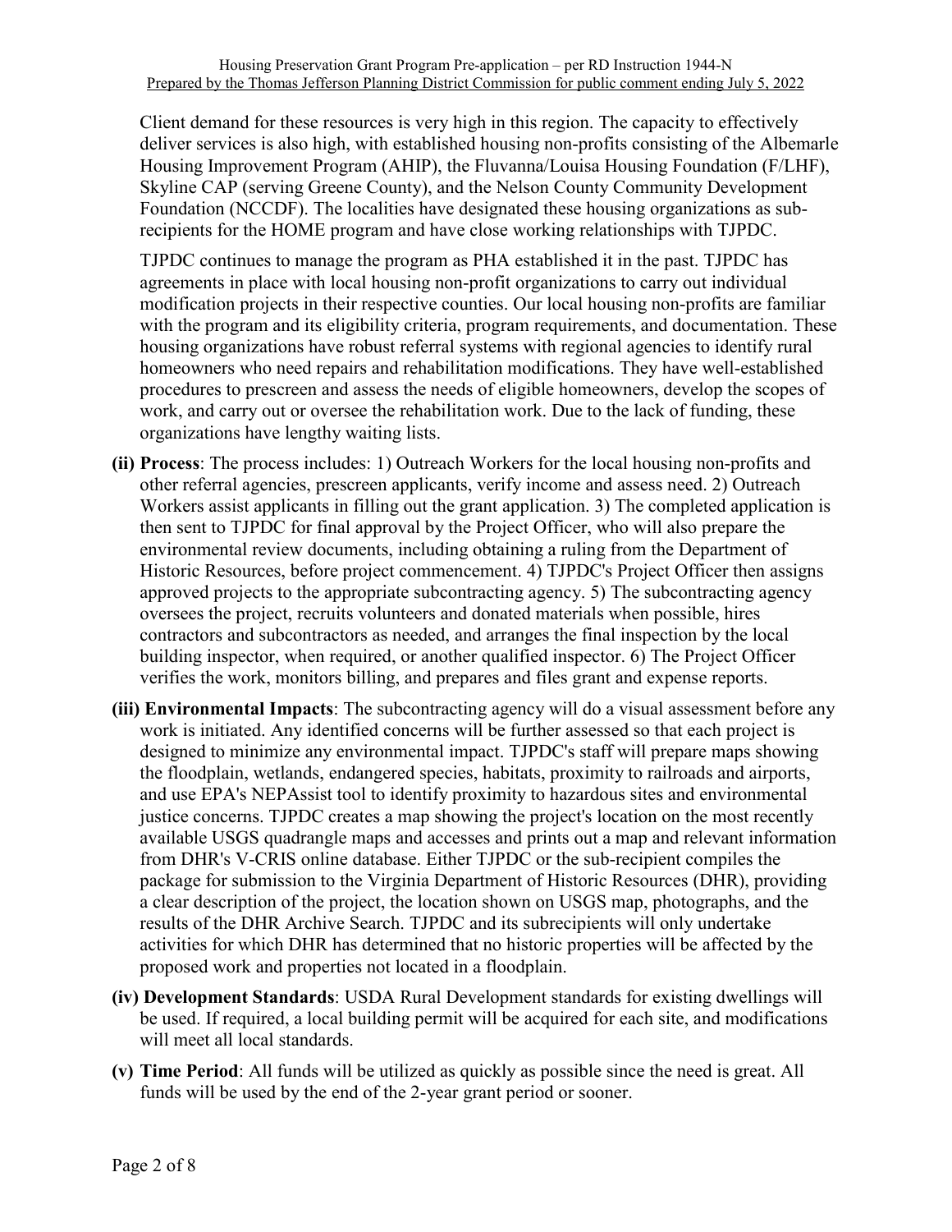Client demand for these resources is very high in this region. The capacity to effectively deliver services is also high, with established housing non-profits consisting of the Albemarle Housing Improvement Program (AHIP), the Fluvanna/Louisa Housing Foundation (F/LHF), Skyline CAP (serving Greene County), and the Nelson County Community Development Foundation (NCCDF). The localities have designated these housing organizations as sub-recipients for the HOME program and have close working relationships with TJPDC.

TJPDC continues to manage the program as PHA established it in the past. TJPDC has agreements in place with local housing non-profit organizations to carry out individual modification projects in their respective counties. Our local housing non-profits are familiar with the program and its eligibility criteria, program requirements, and documentation. These housing organizations have robust referral systems with regional agencies to identify rural homeowners who need repairs and rehabilitation modifications. They have well-established procedures to prescreen and assess the needs of eligible homeowners, develop the scopes of work, and carry out or oversee the rehabilitation work. Due to the lack of funding, these organizations have lengthy waiting lists.

**(ii) Process**: The process includes: 1) Outreach Workers for the local housing non-profits and other referral agencies, prescreen applicants, verify income and assess need. 2) Outreach Workers assist applicants in filling out the grant application. 3) The completed application is then sent to TJPDC for final approval by the Project Officer, who will also prepare the environmental review documents, including obtaining a ruling from the Department of Historic Resources, before project commencement. 4) TJPDC's Project Officer then assigns approved projects to the appropriate subcontracting agency. 5) The subcontracting agency oversees the project, recruits volunteers and donated materials when possible, hires contractors and subcontractors as needed, and arranges the final inspection by the local building inspector, when required, or another qualified inspector. 6) The Project Officer verifies the work, monitors billing, and prepares and files grant and expense reports.

**(iii) Environmental Impacts**: The subcontracting agency will do a visual assessment before any work is initiated. Any identified concerns will be further assessed so that each project is designed to minimize any environmental impact. TJPDC's staff will prepare maps showing the floodplain, wetlands, endangered species, habitats, proximity to railroads and airports, and use EPA's NEPAssist tool to identify proximity to hazardous sites and environmental justice concerns. TJPDC creates a map showing the project's location on the most recently available USGS quadrangle maps and accesses and prints out a map and relevant information from DHR's V-CRIS online database. Either TJPDC or the sub-recipient compiles the package for submission to the Virginia Department of Historic Resources (DHR), providing a clear description of the project, the location shown on USGS map, photographs, and the results of the DHR Archive Search. TJPDC and its subrecipients will only undertake activities for which DHR has determined that no historic properties will be affected by the proposed work and properties not located in a floodplain.

**(iv) Development Standards**: USDA Rural Development standards for existing dwellings will be used. If required, a local building permit will be acquired for each site, and modifications will meet all local standards.

**(v) Time Period**: All funds will be utilized as quickly as possible since the need is great. All funds will be used by the end of the 2-year grant period or sooner.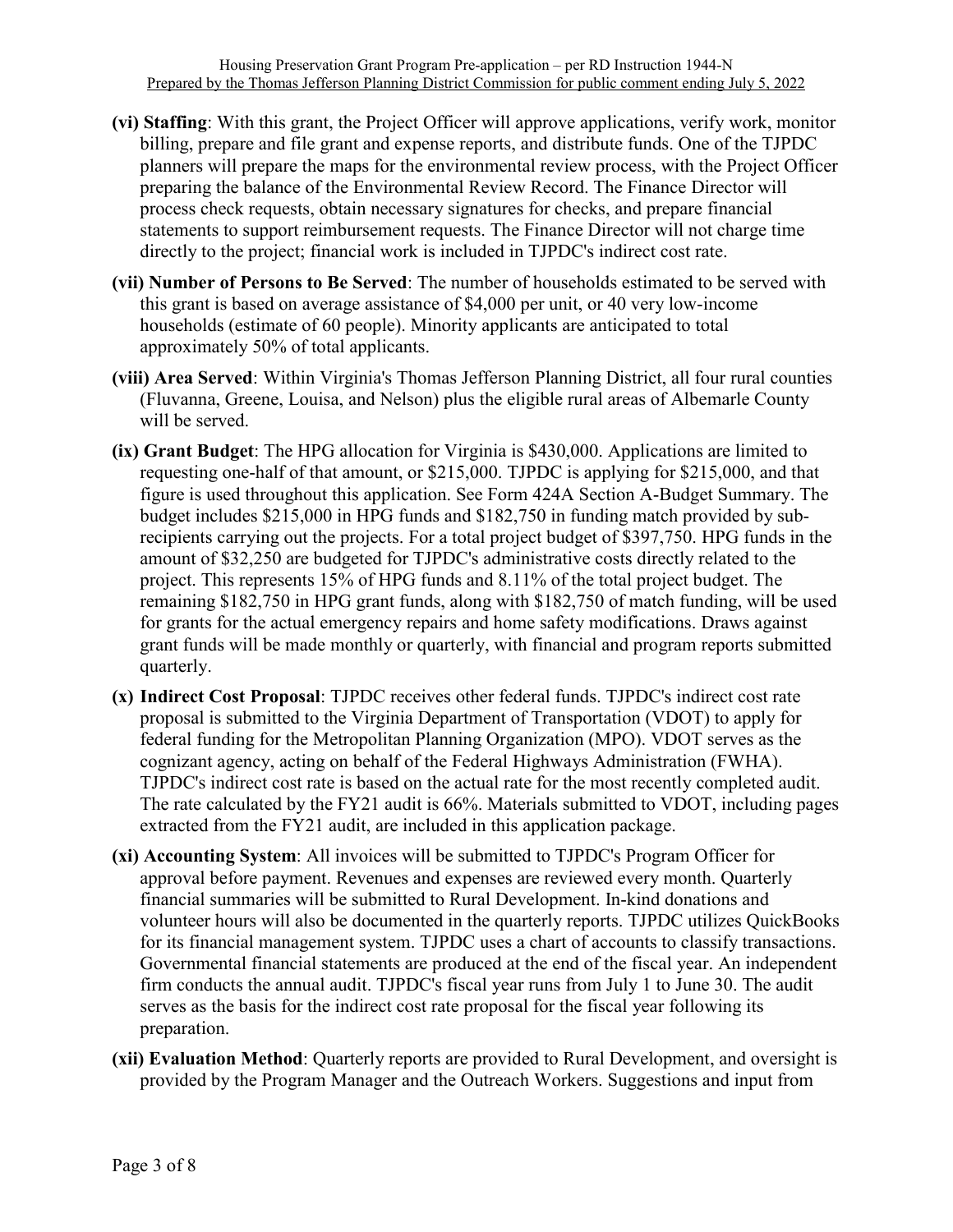**(vi) Staffing**: With this grant, the Project Officer will approve applications, verify work, monitor billing, prepare and file grant and expense reports, and distribute funds. One of the TJPDC planners will prepare the maps for the environmental review process, with the Project Officer preparing the balance of the Environmental Review Record. The Finance Director will process check requests, obtain necessary signatures for checks, and prepare financial statements to support reimbursement requests. The Finance Director will not charge time directly to the project; financial work is included in TJPDC's indirect cost rate.

**(vii) Number of Persons to Be Served**: The number of households estimated to be served with this grant is based on average assistance of $4,000 per unit, or 40 very low-income households (estimate of 60 people). Minority applicants are anticipated to total approximately 50% of total applicants.

**(viii) Area Served**: Within Virginia's Thomas Jefferson Planning District, all four rural counties (Fluvanna, Greene, Louisa, and Nelson) plus the eligible rural areas of Albemarle County will be served.

**(ix) Grant Budget**: The HPG allocation for Virginia is $430,000. Applications are limited to requesting one-half of that amount, or $215,000. TJPDC is applying for $215,000, and that figure is used throughout this application. See Form 424A Section A-Budget Summary. The budget includes $215,000 in HPG funds and $182,750 in funding match provided by sub-recipients carrying out the projects. For a total project budget of $397,750. HPG funds in the amount of $32,250 are budgeted for TJPDC's administrative costs directly related to the project. This represents 15% of HPG funds and 8.11% of the total project budget. The remaining $182,750 in HPG grant funds, along with $182,750 of match funding, will be used for grants for the actual emergency repairs and home safety modifications. Draws against grant funds will be made monthly or quarterly, with financial and program reports submitted quarterly.

**(x) Indirect Cost Proposal**: TJPDC receives other federal funds. TJPDC's indirect cost rate proposal is submitted to the Virginia Department of Transportation (VDOT) to apply for federal funding for the Metropolitan Planning Organization (MPO). VDOT serves as the cognizant agency, acting on behalf of the Federal Highways Administration (FWHA). TJPDC's indirect cost rate is based on the actual rate for the most recently completed audit. The rate calculated by the FY21 audit is 66%. Materials submitted to VDOT, including pages extracted from the FY21 audit, are included in this application package.

**(xi) Accounting System**: All invoices will be submitted to TJPDC's Program Officer for approval before payment. Revenues and expenses are reviewed every month. Quarterly financial summaries will be submitted to Rural Development. In-kind donations and volunteer hours will also be documented in the quarterly reports. TJPDC utilizes QuickBooks for its financial management system. TJPDC uses a chart of accounts to classify transactions. Governmental financial statements are produced at the end of the fiscal year. An independent firm conducts the annual audit. TJPDC's fiscal year runs from July 1 to June 30. The audit serves as the basis for the indirect cost rate proposal for the fiscal year following its preparation.

**(xii) Evaluation Method**: Quarterly reports are provided to Rural Development, and oversight is provided by the Program Manager and the Outreach Workers. Suggestions and input from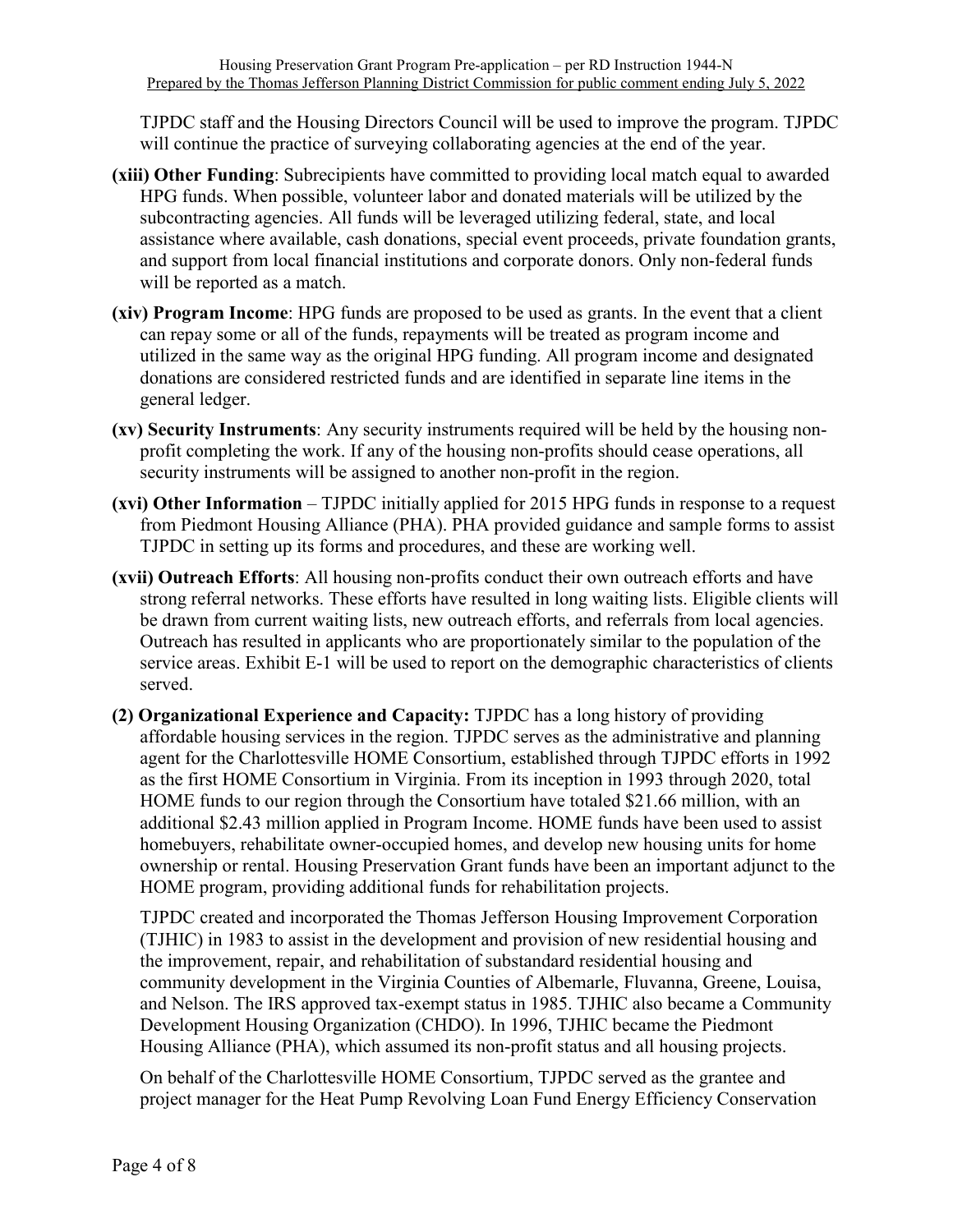TJPDC staff and the Housing Directors Council will be used to improve the program. TJPDC will continue the practice of surveying collaborating agencies at the end of the year.

**(xiii) Other Funding**: Subrecipients have committed to providing local match equal to awarded HPG funds. When possible, volunteer labor and donated materials will be utilized by the subcontracting agencies. All funds will be leveraged utilizing federal, state, and local assistance where available, cash donations, special event proceeds, private foundation grants, and support from local financial institutions and corporate donors. Only non-federal funds will be reported as a match.

**(xiv) Program Income**: HPG funds are proposed to be used as grants. In the event that a client can repay some or all of the funds, repayments will be treated as program income and utilized in the same way as the original HPG funding. All program income and designated donations are considered restricted funds and are identified in separate line items in the general ledger.

**(xv) Security Instruments**: Any security instruments required will be held by the housing non-profit completing the work. If any of the housing non-profits should cease operations, all security instruments will be assigned to another non-profit in the region.

**(xvi) Other Information** – TJPDC initially applied for 2015 HPG funds in response to a request from Piedmont Housing Alliance (PHA). PHA provided guidance and sample forms to assist TJPDC in setting up its forms and procedures, and these are working well.

**(xvii) Outreach Efforts**: All housing non-profits conduct their own outreach efforts and have strong referral networks. These efforts have resulted in long waiting lists. Eligible clients will be drawn from current waiting lists, new outreach efforts, and referrals from local agencies. Outreach has resulted in applicants who are proportionately similar to the population of the service areas. Exhibit E-1 will be used to report on the demographic characteristics of clients served.

**(2) Organizational Experience and Capacity:** TJPDC has a long history of providing affordable housing services in the region. TJPDC serves as the administrative and planning agent for the Charlottesville HOME Consortium, established through TJPDC efforts in 1992 as the first HOME Consortium in Virginia. From its inception in 1993 through 2020, total HOME funds to our region through the Consortium have totaled $21.66 million, with an additional $2.43 million applied in Program Income. HOME funds have been used to assist homebuyers, rehabilitate owner-occupied homes, and develop new housing units for home ownership or rental. Housing Preservation Grant funds have been an important adjunct to the HOME program, providing additional funds for rehabilitation projects.

TJPDC created and incorporated the Thomas Jefferson Housing Improvement Corporation (TJHIC) in 1983 to assist in the development and provision of new residential housing and the improvement, repair, and rehabilitation of substandard residential housing and community development in the Virginia Counties of Albemarle, Fluvanna, Greene, Louisa, and Nelson. The IRS approved tax-exempt status in 1985. TJHIC also became a Community Development Housing Organization (CHDO). In 1996, TJHIC became the Piedmont Housing Alliance (PHA), which assumed its non-profit status and all housing projects.

On behalf of the Charlottesville HOME Consortium, TJPDC served as the grantee and project manager for the Heat Pump Revolving Loan Fund Energy Efficiency Conservation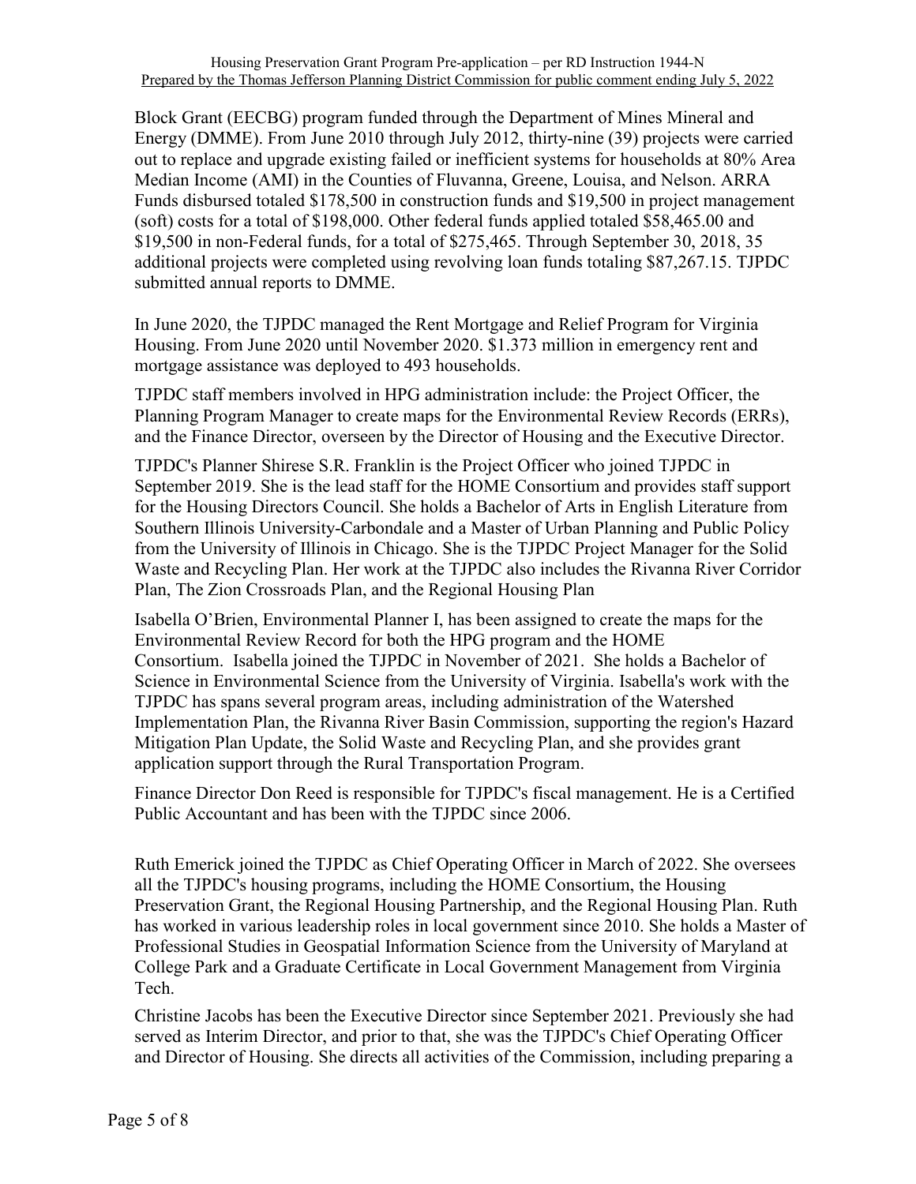Block Grant (EECBG) program funded through the Department of Mines Mineral and Energy (DMME). From June 2010 through July 2012, thirty-nine (39) projects were carried out to replace and upgrade existing failed or inefficient systems for households at 80% Area Median Income (AMI) in the Counties of Fluvanna, Greene, Louisa, and Nelson. ARRA Funds disbursed totaled $178,500 in construction funds and $19,500 in project management (soft) costs for a total of $198,000. Other federal funds applied totaled $58,465.00 and $19,500 in non-Federal funds, for a total of $275,465. Through September 30, 2018, 35 additional projects were completed using revolving loan funds totaling $87,267.15. TJPDC submitted annual reports to DMME.

In June 2020, the TJPDC managed the Rent Mortgage and Relief Program for Virginia Housing. From June 2020 until November 2020. $1.373 million in emergency rent and mortgage assistance was deployed to 493 households.

TJPDC staff members involved in HPG administration include: the Project Officer, the Planning Program Manager to create maps for the Environmental Review Records (ERRs), and the Finance Director, overseen by the Director of Housing and the Executive Director.

TJPDC's Planner Shirese S.R. Franklin is the Project Officer who joined TJPDC in September 2019. She is the lead staff for the HOME Consortium and provides staff support for the Housing Directors Council. She holds a Bachelor of Arts in English Literature from Southern Illinois University-Carbondale and a Master of Urban Planning and Public Policy from the University of Illinois in Chicago. She is the TJPDC Project Manager for the Solid Waste and Recycling Plan. Her work at the TJPDC also includes the Rivanna River Corridor Plan, The Zion Crossroads Plan, and the Regional Housing Plan

Isabella O'Brien, Environmental Planner I, has been assigned to create the maps for the Environmental Review Record for both the HPG program and the HOME Consortium. Isabella joined the TJPDC in November of 2021. She holds a Bachelor of Science in Environmental Science from the University of Virginia. Isabella's work with the TJPDC has spans several program areas, including administration of the Watershed Implementation Plan, the Rivanna River Basin Commission, supporting the region's Hazard Mitigation Plan Update, the Solid Waste and Recycling Plan, and she provides grant application support through the Rural Transportation Program.

Finance Director Don Reed is responsible for TJPDC's fiscal management. He is a Certified Public Accountant and has been with the TJPDC since 2006.

Ruth Emerick joined the TJPDC as Chief Operating Officer in March of 2022. She oversees all the TJPDC's housing programs, including the HOME Consortium, the Housing Preservation Grant, the Regional Housing Partnership, and the Regional Housing Plan. Ruth has worked in various leadership roles in local government since 2010. She holds a Master of Professional Studies in Geospatial Information Science from the University of Maryland at College Park and a Graduate Certificate in Local Government Management from Virginia Tech.

Christine Jacobs has been the Executive Director since September 2021. Previously she had served as Interim Director, and prior to that, she was the TJPDC's Chief Operating Officer and Director of Housing. She directs all activities of the Commission, including preparing a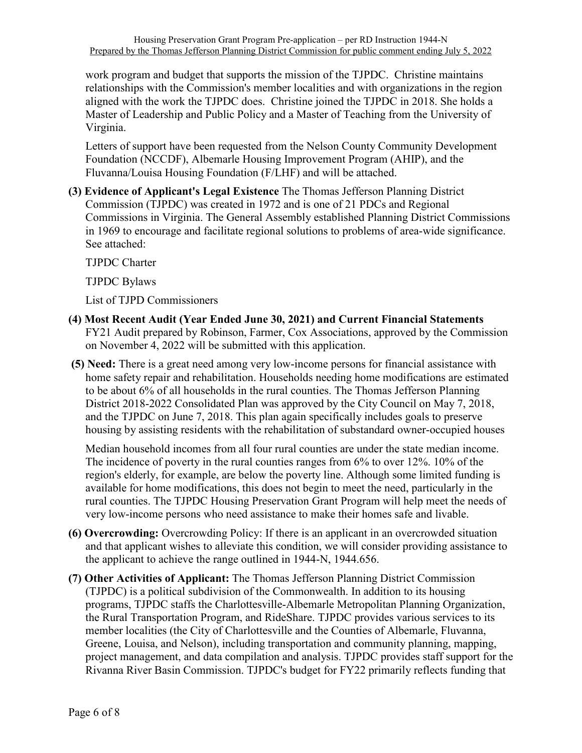work program and budget that supports the mission of the TJPDC. Christine maintains relationships with the Commission's member localities and with organizations in the region aligned with the work the TJPDC does. Christine joined the TJPDC in 2018. She holds a Master of Leadership and Public Policy and a Master of Teaching from the University of Virginia.

Letters of support have been requested from the Nelson County Community Development Foundation (NCCDF), Albemarle Housing Improvement Program (AHIP), and the Fluvanna/Louisa Housing Foundation (F/LHF) and will be attached.

**(3) Evidence of Applicant's Legal Existence** The Thomas Jefferson Planning District Commission (TJPDC) was created in 1972 and is one of 21 PDCs and Regional Commissions in Virginia. The General Assembly established Planning District Commissions in 1969 to encourage and facilitate regional solutions to problems of area-wide significance. See attached:

TJPDC Charter

TJPDC Bylaws

List of TJPD Commissioners

**(4) Most Recent Audit (Year Ended June 30, 2021) and Current Financial Statements** FY21 Audit prepared by Robinson, Farmer, Cox Associations, approved by the Commission on November 4, 2022 will be submitted with this application.

**(5) Need:** There is a great need among very low-income persons for financial assistance with home safety repair and rehabilitation. Households needing home modifications are estimated to be about 6% of all households in the rural counties. The Thomas Jefferson Planning District 2018-2022 Consolidated Plan was approved by the City Council on May 7, 2018, and the TJPDC on June 7, 2018. This plan again specifically includes goals to preserve housing by assisting residents with the rehabilitation of substandard owner-occupied houses

Median household incomes from all four rural counties are under the state median income. The incidence of poverty in the rural counties ranges from 6% to over 12%. 10% of the region's elderly, for example, are below the poverty line. Although some limited funding is available for home modifications, this does not begin to meet the need, particularly in the rural counties. The TJPDC Housing Preservation Grant Program will help meet the needs of very low-income persons who need assistance to make their homes safe and livable.

**(6) Overcrowding:** Overcrowding Policy: If there is an applicant in an overcrowded situation and that applicant wishes to alleviate this condition, we will consider providing assistance to the applicant to achieve the range outlined in 1944-N, 1944.656.

**(7) Other Activities of Applicant:** The Thomas Jefferson Planning District Commission (TJPDC) is a political subdivision of the Commonwealth. In addition to its housing programs, TJPDC staffs the Charlottesville-Albemarle Metropolitan Planning Organization, the Rural Transportation Program, and RideShare. TJPDC provides various services to its member localities (the City of Charlottesville and the Counties of Albemarle, Fluvanna, Greene, Louisa, and Nelson), including transportation and community planning, mapping, project management, and data compilation and analysis. TJPDC provides staff support for the Rivanna River Basin Commission. TJPDC's budget for FY22 primarily reflects funding that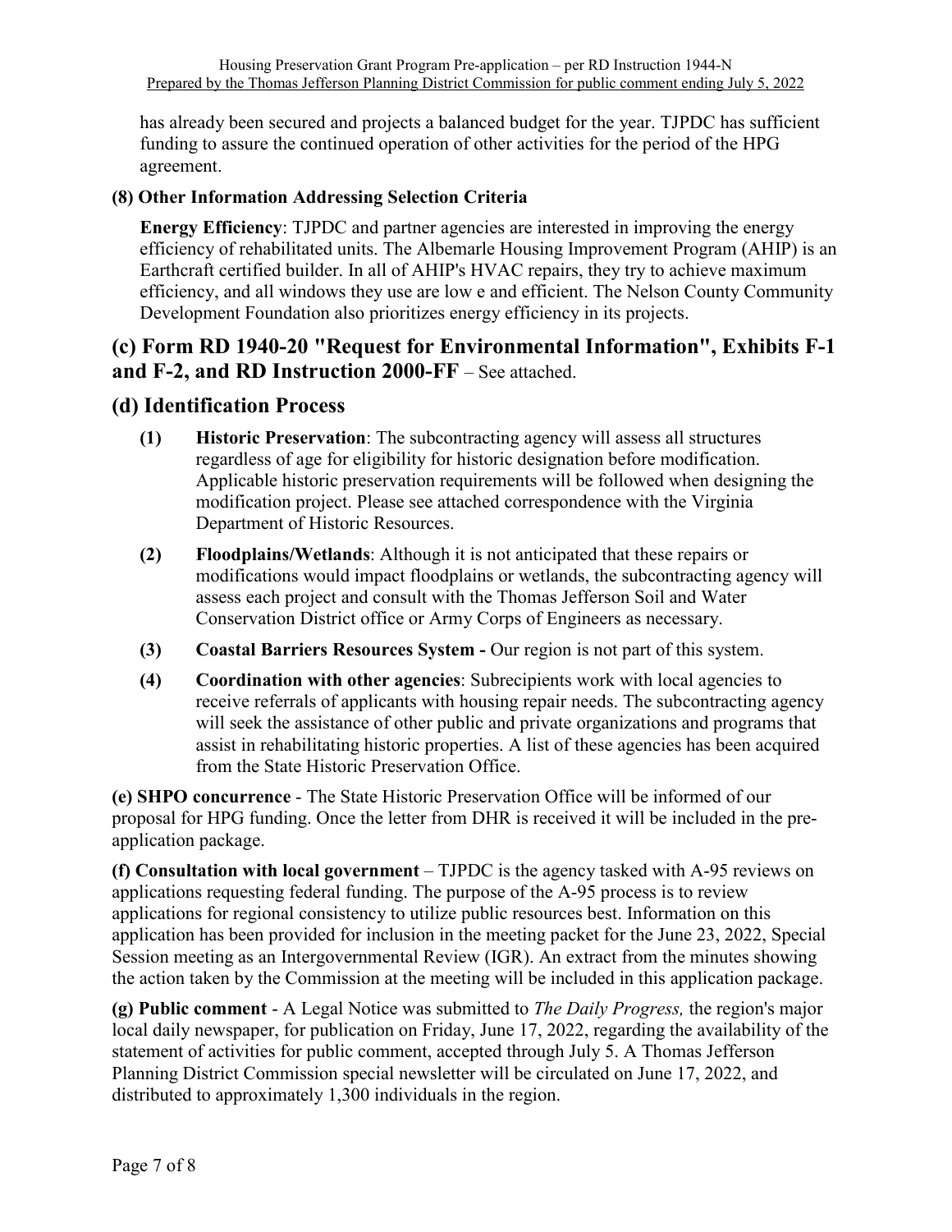has already been secured and projects a balanced budget for the year. TJPDC has sufficient funding to assure the continued operation of other activities for the period of the HPG agreement.

**(8) Other Information Addressing Selection Criteria**

**Energy Efficiency**: TJPDC and partner agencies are interested in improving the energy efficiency of rehabilitated units. The Albemarle Housing Improvement Program (AHIP) is an Earthcraft certified builder. In all of AHIP's HVAC repairs, they try to achieve maximum efficiency, and all windows they use are low e and efficient. The Nelson County Community Development Foundation also prioritizes energy efficiency in its projects.

## (c) Form RD 1940-20 "Request for Environmental Information", Exhibits F-1 and F-2, and RD Instruction 2000-FF – See attached.

## (d) Identification Process

**(1) Historic Preservation**: The subcontracting agency will assess all structures regardless of age for eligibility for historic designation before modification. Applicable historic preservation requirements will be followed when designing the modification project. Please see attached correspondence with the Virginia Department of Historic Resources.

**(2) Floodplains/Wetlands**: Although it is not anticipated that these repairs or modifications would impact floodplains or wetlands, the subcontracting agency will assess each project and consult with the Thomas Jefferson Soil and Water Conservation District office or Army Corps of Engineers as necessary.

**(3) Coastal Barriers Resources System -** Our region is not part of this system.

**(4) Coordination with other agencies**: Subrecipients work with local agencies to receive referrals of applicants with housing repair needs. The subcontracting agency will seek the assistance of other public and private organizations and programs that assist in rehabilitating historic properties. A list of these agencies has been acquired from the State Historic Preservation Office.

**(e) SHPO concurrence** - The State Historic Preservation Office will be informed of our proposal for HPG funding. Once the letter from DHR is received it will be included in the pre-application package.

**(f) Consultation with local government** – TJPDC is the agency tasked with A-95 reviews on applications requesting federal funding. The purpose of the A-95 process is to review applications for regional consistency to utilize public resources best. Information on this application has been provided for inclusion in the meeting packet for the June 23, 2022, Special Session meeting as an Intergovernmental Review (IGR). An extract from the minutes showing the action taken by the Commission at the meeting will be included in this application package.

**(g) Public comment** - A Legal Notice was submitted to *The Daily Progress,* the region's major local daily newspaper, for publication on Friday, June 17, 2022, regarding the availability of the statement of activities for public comment, accepted through July 5. A Thomas Jefferson Planning District Commission special newsletter will be circulated on June 17, 2022, and distributed to approximately 1,300 individuals in the region.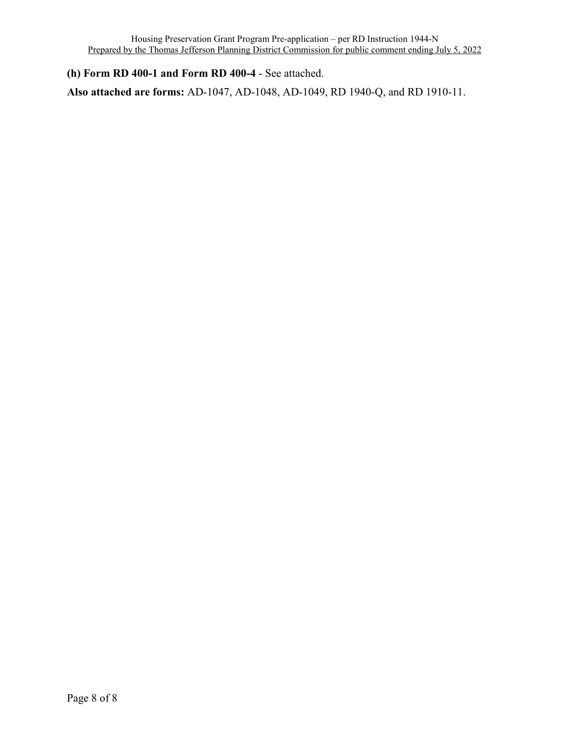**(h) Form RD 400-1 and Form RD 400-4** - See attached.

**Also attached are forms:** AD-1047, AD-1048, AD-1049, RD 1940-Q, and RD 1910-11.